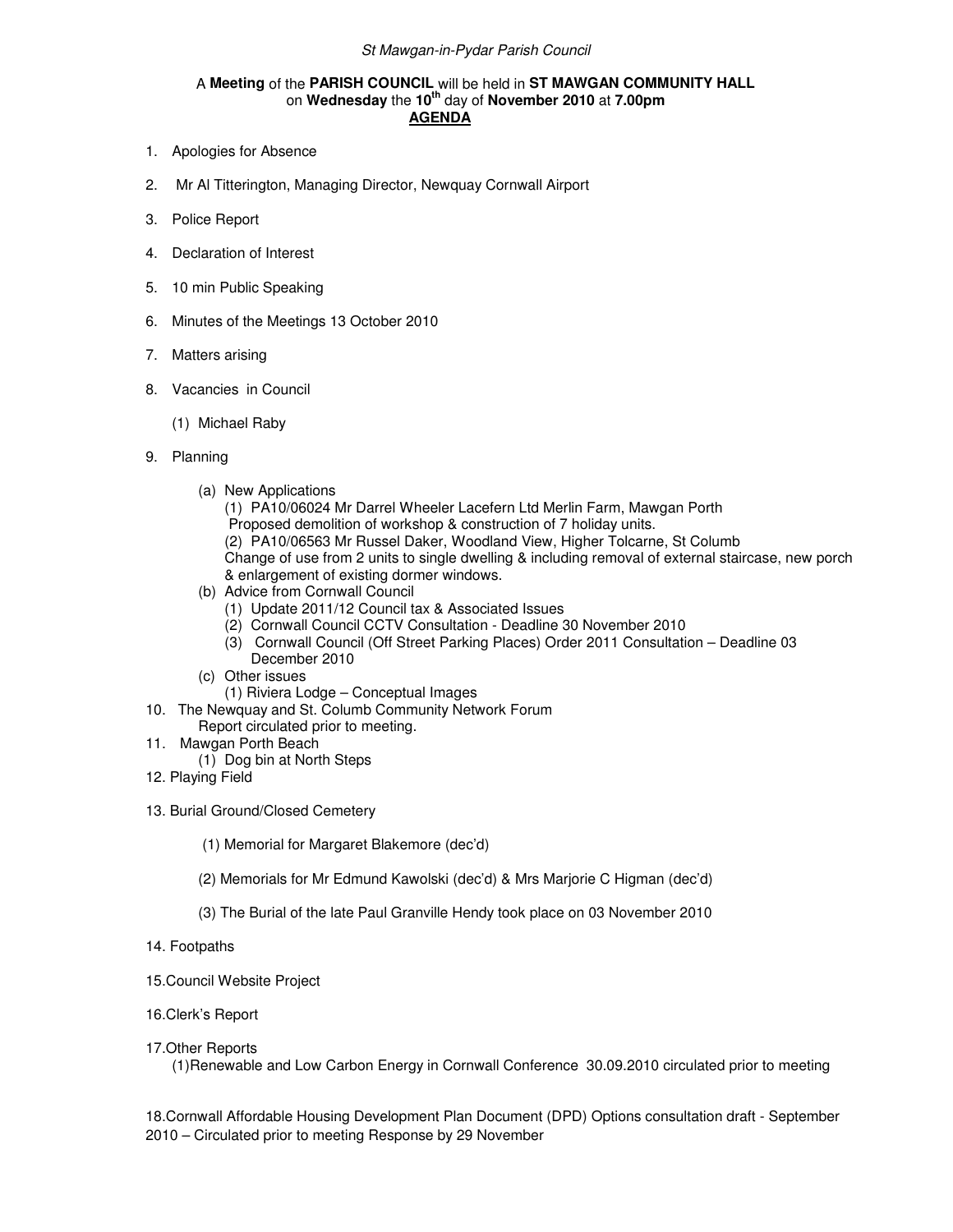*St Mawgan-in-Pydar Parish Council*

A **Meeting** of the **PARISH COUNCIL** will be held in **ST MAWGAN COMMUNITY HALL** on **Wednesday** the **10th** day of **November 2010** at **7.00pm**

**AGENDA**

1. Apologies for Absence
2. Mr Al Titterington, Managing Director, Newquay Cornwall Airport
3. Police Report
4. Declaration of Interest
5. 10 min Public Speaking
6. Minutes of the Meetings 13 October 2010
7. Matters arising
8. Vacancies in Council
   (1) Michael Raby
9. Planning
   (a) New Applications
      (1) PA10/06024 Mr Darrel Wheeler Lacefern Ltd Merlin Farm, Mawgan Porth
      Proposed demolition of workshop & construction of 7 holiday units.
      (2) PA10/06563 Mr Russel Daker, Woodland View, Higher Tolcarne, St Columb
      Change of use from 2 units to single dwelling & including removal of external staircase, new porch & enlargement of existing dormer windows.
   (b) Advice from Cornwall Council
      (1) Update 2011/12 Council tax & Associated Issues
      (2) Cornwall Council CCTV Consultation - Deadline 30 November 2010
      (3) Cornwall Council (Off Street Parking Places) Order 2011 Consultation – Deadline 03 December 2010
   (c) Other issues
      (1) Riviera Lodge – Conceptual Images
10. The Newquay and St. Columb Community Network Forum
    Report circulated prior to meeting.
11. Mawgan Porth Beach
    (1) Dog bin at North Steps
12. Playing Field
13. Burial Ground/Closed Cemetery
    (1) Memorial for Margaret Blakemore (dec'd)
    (2) Memorials for Mr Edmund Kawolski (dec'd) & Mrs Marjorie C Higman (dec'd)
    (3) The Burial of the late Paul Granville Hendy took place on 03 November 2010
14. Footpaths
15. Council Website Project
16. Clerk's Report
17. Other Reports
    (1) Renewable and Low Carbon Energy in Cornwall Conference 30.09.2010 circulated prior to meeting
18. Cornwall Affordable Housing Development Plan Document (DPD) Options consultation draft - September 2010 – Circulated prior to meeting Response by 29 November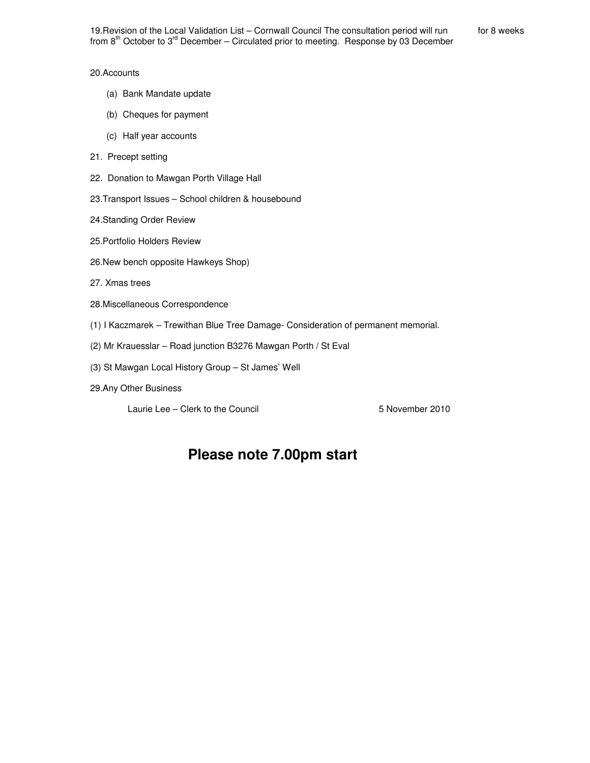19.Revision of the Local Validation List – Cornwall Council The consultation period will run for 8 weeks from 8th October to 3rd December – Circulated prior to meeting. Response by 03 December

20.Accounts

(a) Bank Mandate update

(b) Cheques for payment

(c) Half year accounts

21. Precept setting

22. Donation to Mawgan Porth Village Hall

23.Transport Issues – School children & housebound

24.Standing Order Review

25.Portfolio Holders Review

26.New bench opposite Hawkeys Shop)

27. Xmas trees

28.Miscellaneous Correspondence

(1) I Kaczmarek – Trewithan Blue Tree Damage- Consideration of permanent memorial.

(2) Mr Krauesslar – Road junction B3276 Mawgan Porth / St Eval

(3) St Mawgan Local History Group – St James' Well

29.Any Other Business

Laurie Lee – Clerk to the Council 5 November 2010

**Please note 7.00pm start**